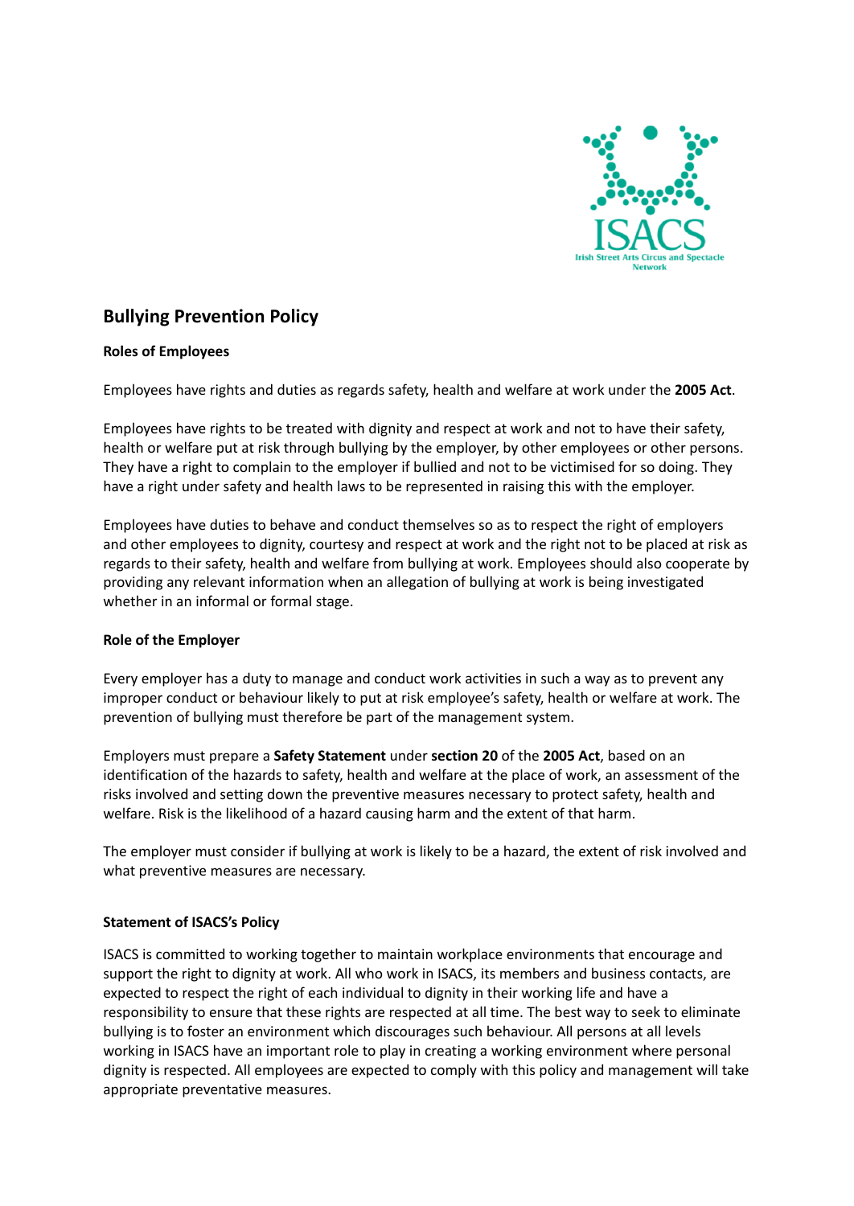ISACS
Irish Street Arts Circus and Spectacle Network

## Bullying Prevention Policy

**Roles of Employees**

Employees have rights and duties as regards safety, health and welfare at work under the **2005 Act**.

Employees have rights to be treated with dignity and respect at work and not to have their safety, health or welfare put at risk through bullying by the employer, by other employees or other persons. They have a right to complain to the employer if bullied and not to be victimised for so doing. They have a right under safety and health laws to be represented in raising this with the employer.

Employees have duties to behave and conduct themselves so as to respect the right of employers and other employees to dignity, courtesy and respect at work and the right not to be placed at risk as regards to their safety, health and welfare from bullying at work. Employees should also cooperate by providing any relevant information when an allegation of bullying at work is being investigated whether in an informal or formal stage.

**Role of the Employer**

Every employer has a duty to manage and conduct work activities in such a way as to prevent any improper conduct or behaviour likely to put at risk employee's safety, health or welfare at work. The prevention of bullying must therefore be part of the management system.

Employers must prepare a **Safety Statement** under **section 20** of the **2005 Act**, based on an identification of the hazards to safety, health and welfare at the place of work, an assessment of the risks involved and setting down the preventive measures necessary to protect safety, health and welfare. Risk is the likelihood of a hazard causing harm and the extent of that harm.

The employer must consider if bullying at work is likely to be a hazard, the extent of risk involved and what preventive measures are necessary.

**Statement of ISACS's Policy**

ISACS is committed to working together to maintain workplace environments that encourage and support the right to dignity at work. All who work in ISACS, its members and business contacts, are expected to respect the right of each individual to dignity in their working life and have a responsibility to ensure that these rights are respected at all time. The best way to seek to eliminate bullying is to foster an environment which discourages such behaviour. All persons at all levels working in ISACS have an important role to play in creating a working environment where personal dignity is respected. All employees are expected to comply with this policy and management will take appropriate preventative measures.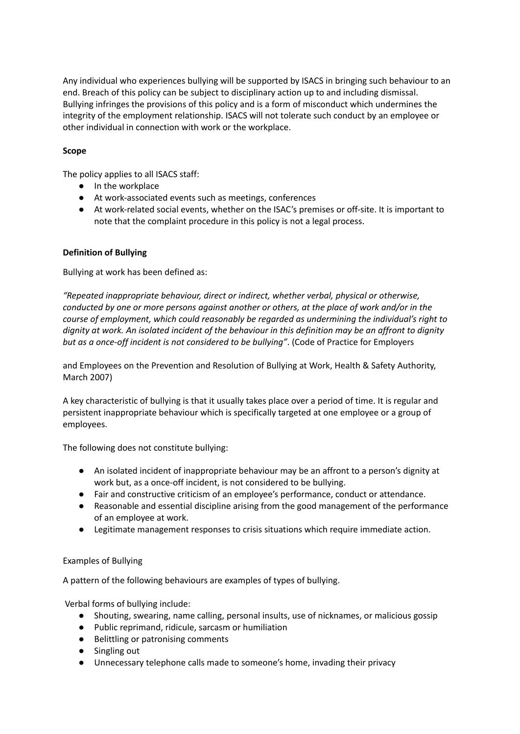Any individual who experiences bullying will be supported by ISACS in bringing such behaviour to an end. Breach of this policy can be subject to disciplinary action up to and including dismissal. Bullying infringes the provisions of this policy and is a form of misconduct which undermines the integrity of the employment relationship. ISACS will not tolerate such conduct by an employee or other individual in connection with work or the workplace.

**Scope**

The policy applies to all ISACS staff:

- In the workplace
- At work-associated events such as meetings, conferences
- At work-related social events, whether on the ISAC's premises or off-site. It is important to note that the complaint procedure in this policy is not a legal process.

**Definition of Bullying**

Bullying at work has been defined as:

*"Repeated inappropriate behaviour, direct or indirect, whether verbal, physical or otherwise, conducted by one or more persons against another or others, at the place of work and/or in the course of employment, which could reasonably be regarded as undermining the individual's right to dignity at work. An isolated incident of the behaviour in this definition may be an affront to dignity but as a once-off incident is not considered to be bullying".* (Code of Practice for Employers and Employees on the Prevention and Resolution of Bullying at Work, Health & Safety Authority, March 2007)

A key characteristic of bullying is that it usually takes place over a period of time. It is regular and persistent inappropriate behaviour which is specifically targeted at one employee or a group of employees.

The following does not constitute bullying:

- An isolated incident of inappropriate behaviour may be an affront to a person's dignity at work but, as a once-off incident, is not considered to be bullying.
- Fair and constructive criticism of an employee's performance, conduct or attendance.
- Reasonable and essential discipline arising from the good management of the performance of an employee at work.
- Legitimate management responses to crisis situations which require immediate action.

Examples of Bullying

A pattern of the following behaviours are examples of types of bullying.

Verbal forms of bullying include:

- Shouting, swearing, name calling, personal insults, use of nicknames, or malicious gossip
- Public reprimand, ridicule, sarcasm or humiliation
- Belittling or patronising comments
- Singling out
- Unnecessary telephone calls made to someone's home, invading their privacy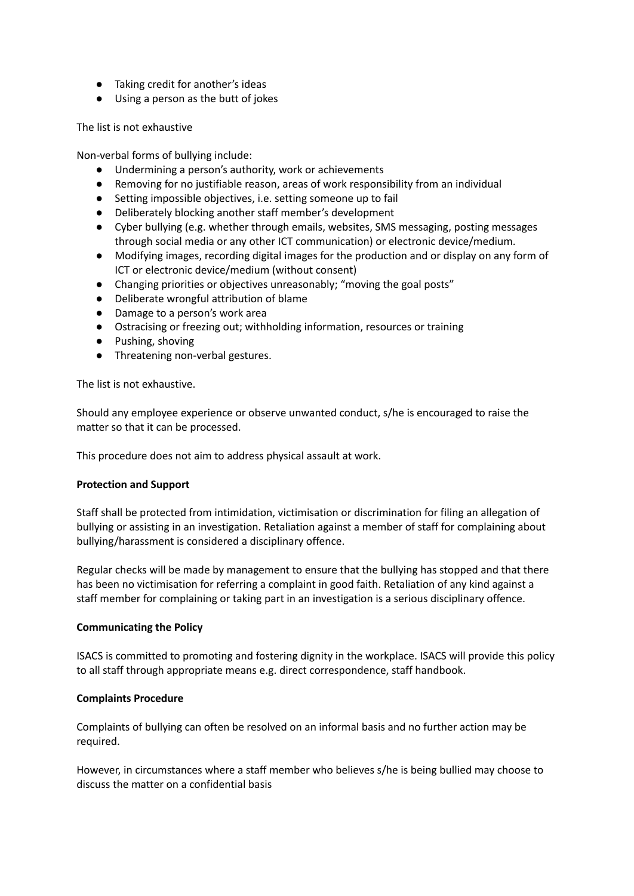- Taking credit for another's ideas
- Using a person as the butt of jokes

The list is not exhaustive

Non-verbal forms of bullying include:

- Undermining a person's authority, work or achievements
- Removing for no justifiable reason, areas of work responsibility from an individual
- Setting impossible objectives, i.e. setting someone up to fail
- Deliberately blocking another staff member's development
- Cyber bullying (e.g. whether through emails, websites, SMS messaging, posting messages through social media or any other ICT communication) or electronic device/medium.
- Modifying images, recording digital images for the production and or display on any form of ICT or electronic device/medium (without consent)
- Changing priorities or objectives unreasonably; "moving the goal posts"
- Deliberate wrongful attribution of blame
- Damage to a person's work area
- Ostracising or freezing out; withholding information, resources or training
- Pushing, shoving
- Threatening non-verbal gestures.

The list is not exhaustive.

Should any employee experience or observe unwanted conduct, s/he is encouraged to raise the matter so that it can be processed.

This procedure does not aim to address physical assault at work.

**Protection and Support**

Staff shall be protected from intimidation, victimisation or discrimination for filing an allegation of bullying or assisting in an investigation. Retaliation against a member of staff for complaining about bullying/harassment is considered a disciplinary offence.

Regular checks will be made by management to ensure that the bullying has stopped and that there has been no victimisation for referring a complaint in good faith. Retaliation of any kind against a staff member for complaining or taking part in an investigation is a serious disciplinary offence.

**Communicating the Policy**

ISACS is committed to promoting and fostering dignity in the workplace. ISACS will provide this policy to all staff through appropriate means e.g. direct correspondence, staff handbook.

**Complaints Procedure**

Complaints of bullying can often be resolved on an informal basis and no further action may be required.

However, in circumstances where a staff member who believes s/he is being bullied may choose to discuss the matter on a confidential basis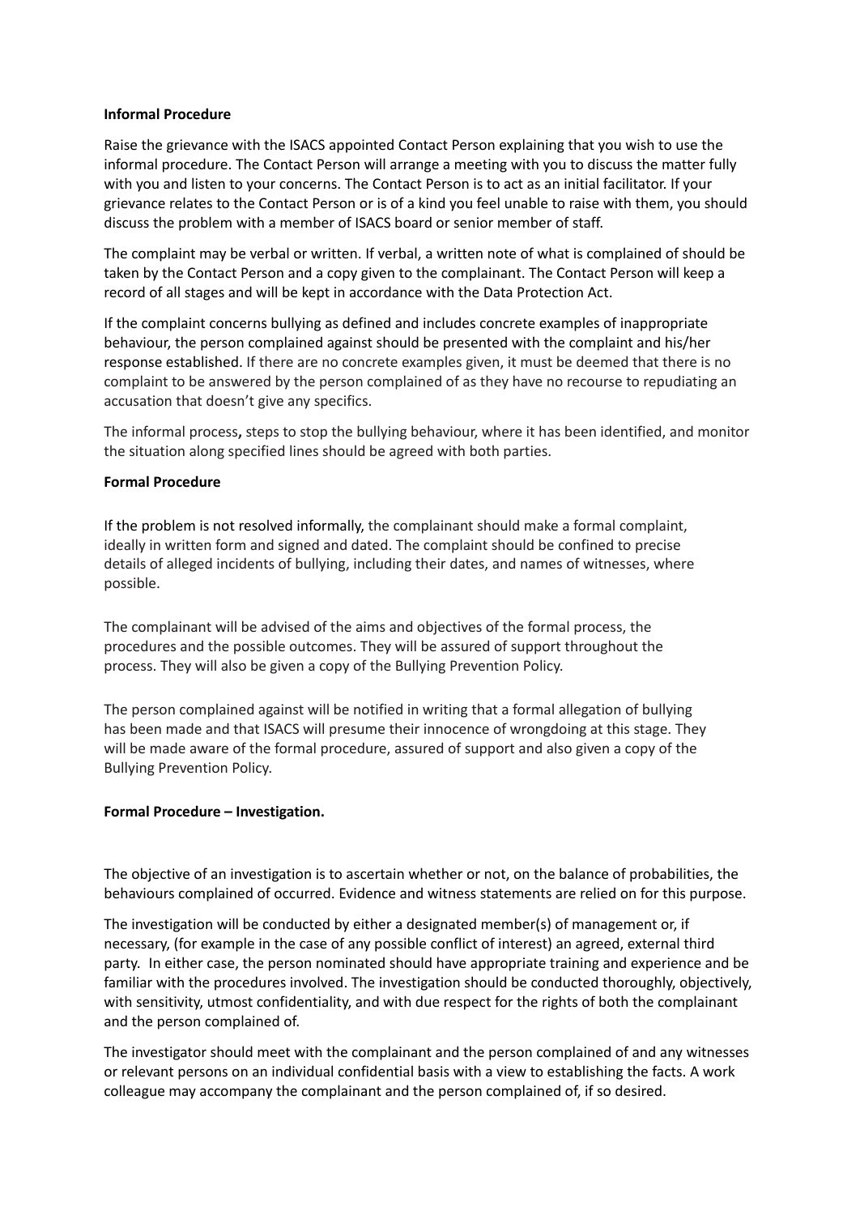**Informal Procedure**

Raise the grievance with the ISACS appointed Contact Person explaining that you wish to use the informal procedure. The Contact Person will arrange a meeting with you to discuss the matter fully with you and listen to your concerns. The Contact Person is to act as an initial facilitator. If your grievance relates to the Contact Person or is of a kind you feel unable to raise with them, you should discuss the problem with a member of ISACS board or senior member of staff.

The complaint may be verbal or written. If verbal, a written note of what is complained of should be taken by the Contact Person and a copy given to the complainant. The Contact Person will keep a record of all stages and will be kept in accordance with the Data Protection Act.

If the complaint concerns bullying as defined and includes concrete examples of inappropriate behaviour, the person complained against should be presented with the complaint and his/her response established. If there are no concrete examples given, it must be deemed that there is no complaint to be answered by the person complained of as they have no recourse to repudiating an accusation that doesn't give any specifics.

The informal process**,** steps to stop the bullying behaviour, where it has been identified, and monitor the situation along specified lines should be agreed with both parties.

**Formal Procedure**

If the problem is not resolved informally, the complainant should make a formal complaint, ideally in written form and signed and dated. The complaint should be confined to precise details of alleged incidents of bullying, including their dates, and names of witnesses, where possible.

The complainant will be advised of the aims and objectives of the formal process, the procedures and the possible outcomes. They will be assured of support throughout the process. They will also be given a copy of the Bullying Prevention Policy.

The person complained against will be notified in writing that a formal allegation of bullying has been made and that ISACS will presume their innocence of wrongdoing at this stage. They will be made aware of the formal procedure, assured of support and also given a copy of the Bullying Prevention Policy.

**Formal Procedure – Investigation.**

The objective of an investigation is to ascertain whether or not, on the balance of probabilities, the behaviours complained of occurred. Evidence and witness statements are relied on for this purpose.

The investigation will be conducted by either a designated member(s) of management or, if necessary, (for example in the case of any possible conflict of interest) an agreed, external third party. In either case, the person nominated should have appropriate training and experience and be familiar with the procedures involved. The investigation should be conducted thoroughly, objectively, with sensitivity, utmost confidentiality, and with due respect for the rights of both the complainant and the person complained of.

The investigator should meet with the complainant and the person complained of and any witnesses or relevant persons on an individual confidential basis with a view to establishing the facts. A work colleague may accompany the complainant and the person complained of, if so desired.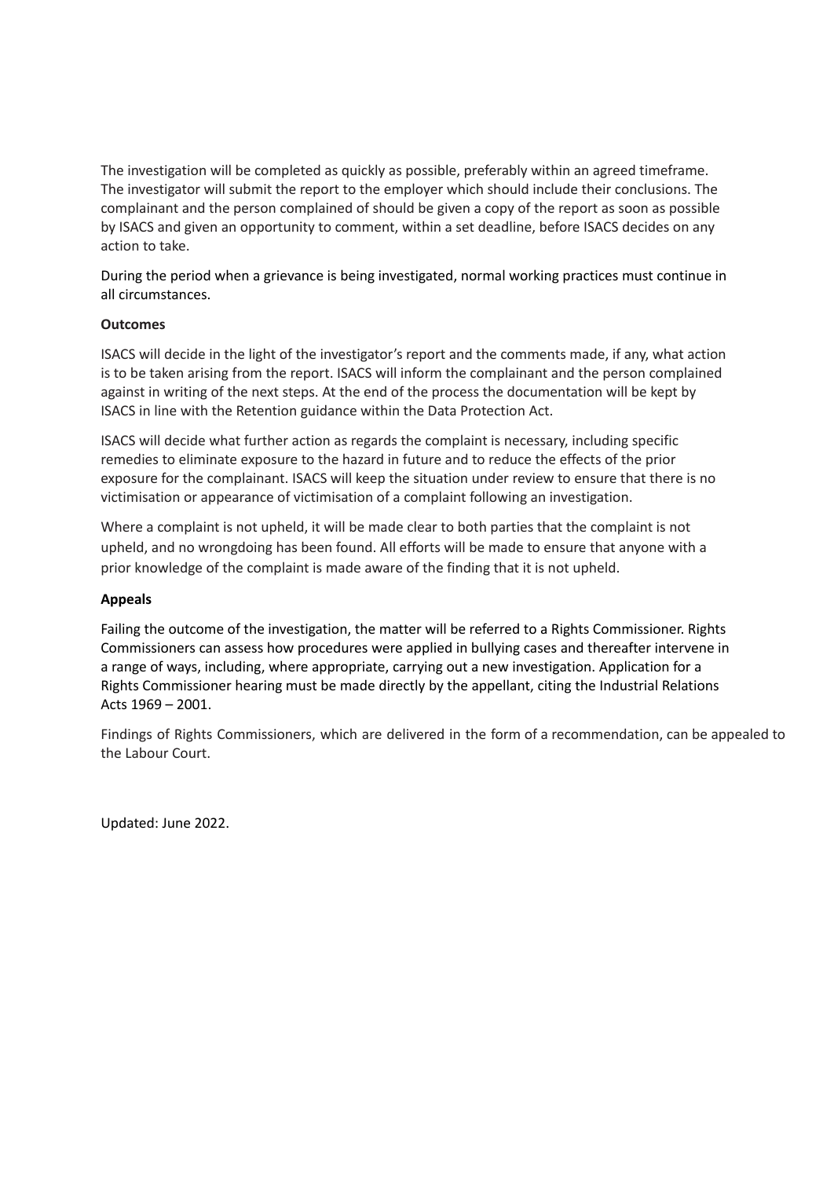The investigation will be completed as quickly as possible, preferably within an agreed timeframe. The investigator will submit the report to the employer which should include their conclusions. The complainant and the person complained of should be given a copy of the report as soon as possible by ISACS and given an opportunity to comment, within a set deadline, before ISACS decides on any action to take.

During the period when a grievance is being investigated, normal working practices must continue in all circumstances.

**Outcomes**

ISACS will decide in the light of the investigator's report and the comments made, if any, what action is to be taken arising from the report. ISACS will inform the complainant and the person complained against in writing of the next steps. At the end of the process the documentation will be kept by ISACS in line with the Retention guidance within the Data Protection Act.

ISACS will decide what further action as regards the complaint is necessary, including specific remedies to eliminate exposure to the hazard in future and to reduce the effects of the prior exposure for the complainant. ISACS will keep the situation under review to ensure that there is no victimisation or appearance of victimisation of a complaint following an investigation.

Where a complaint is not upheld, it will be made clear to both parties that the complaint is not upheld, and no wrongdoing has been found. All efforts will be made to ensure that anyone with a prior knowledge of the complaint is made aware of the finding that it is not upheld.

**Appeals**

Failing the outcome of the investigation, the matter will be referred to a Rights Commissioner. Rights Commissioners can assess how procedures were applied in bullying cases and thereafter intervene in a range of ways, including, where appropriate, carrying out a new investigation. Application for a Rights Commissioner hearing must be made directly by the appellant, citing the Industrial Relations Acts 1969 – 2001.

Findings of Rights Commissioners, which are delivered in the form of a recommendation, can be appealed to the Labour Court.

Updated: June 2022.